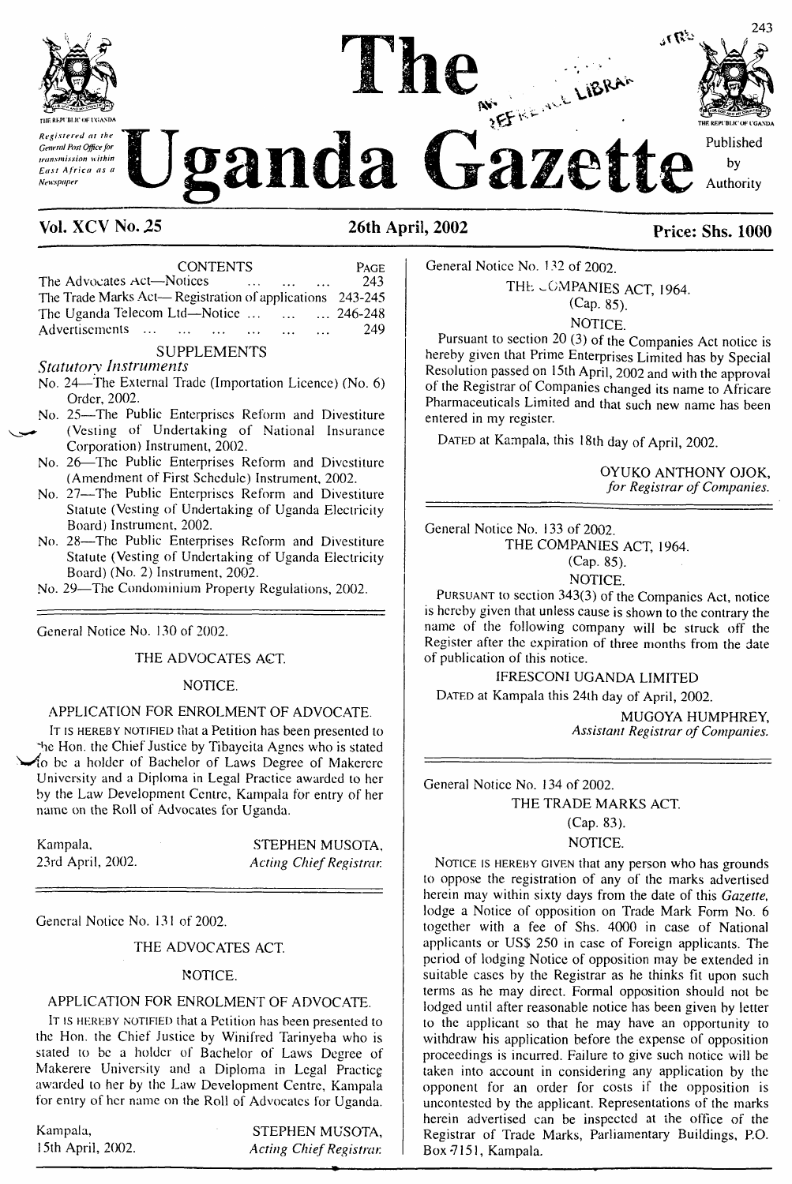# The Uganda Gazette

Registered at the General Post Office for transmission within East Africa as a Newspaper

Published by Authority

**Vol. XCV No. 25** **26th April, 2002** **Price: Shs. 1000**

| CONTENTS | PAGE |
|---|---|
| The Advocates Act—Notices ... ... ... ... | 243 |
| The Trade Marks Act— Registration of applications | 243-245 |
| The Uganda Telecom Ltd—Notice ... ... ... ... | 246-248 |
| Advertisements ... ... ... ... ... ... ... | 249 |

SUPPLEMENTS

*Statutory Instruments*

No. 24—The External Trade (Importation Licence) (No. 6) Order, 2002.

No. 25—The Public Enterprises Reform and Divestiture (Vesting of Undertaking of National Insurance Corporation) Instrument, 2002.

No. 26—The Public Enterprises Reform and Divestiture (Amendment of First Schedule) Instrument, 2002.

No. 27—The Public Enterprises Reform and Divestiture Statute (Vesting of Undertaking of Uganda Electricity Board) Instrument, 2002.

No. 28—The Public Enterprises Reform and Divestiture Statute (Vesting of Undertaking of Uganda Electricity Board) (No. 2) Instrument, 2002.

No. 29—The Condominium Property Regulations, 2002.

---

General Notice No. 130 of 2002.

THE ADVOCATES ACT.

NOTICE.

APPLICATION FOR ENROLMENT OF ADVOCATE.

IT IS HEREBY NOTIFIED that a Petition has been presented to the Hon. the Chief Justice by Tibayeita Agnes who is stated to be a holder of Bachelor of Laws Degree of Makerere University and a Diploma in Legal Practice awarded to her by the Law Development Centre, Kampala for entry of her name on the Roll of Advocates for Uganda.

Kampala,
23rd April, 2002.

STEPHEN MUSOTA,
*Acting Chief Registrar.*

---

General Notice No. 131 of 2002.

THE ADVOCATES ACT.

NOTICE.

APPLICATION FOR ENROLMENT OF ADVOCATE.

IT IS HEREBY NOTIFIED that a Petition has been presented to the Hon. the Chief Justice by Winifred Tarinyeba who is stated to be a holder of Bachelor of Laws Degree of Makerere University and a Diploma in Legal Practice awarded to her by the Law Development Centre, Kampala for entry of her name on the Roll of Advocates for Uganda.

Kampala,
15th April, 2002.

STEPHEN MUSOTA,
*Acting Chief Registrar.*

---

General Notice No. 132 of 2002.

THE COMPANIES ACT, 1964.
(Cap. 85).
NOTICE.

Pursuant to section 20 (3) of the Companies Act notice is hereby given that Prime Enterprises Limited has by Special Resolution passed on 15th April, 2002 and with the approval of the Registrar of Companies changed its name to Africare Pharmaceuticals Limited and that such new name has been entered in my register.

DATED at Kampala, this 18th day of April, 2002.

OYUKO ANTHONY OJOK,
*for Registrar of Companies.*

---

General Notice No. 133 of 2002.

THE COMPANIES ACT, 1964.
(Cap. 85).
NOTICE.

PURSUANT to section 343(3) of the Companies Act, notice is hereby given that unless cause is shown to the contrary the name of the following company will be struck off the Register after the expiration of three months from the date of publication of this notice.

IFRESCONI UGANDA LIMITED

DATED at Kampala this 24th day of April, 2002.

MUGOYA HUMPHREY,
*Assistant Registrar of Companies.*

---

General Notice No. 134 of 2002.

THE TRADE MARKS ACT.
(Cap. 83).
NOTICE.

NOTICE IS HEREBY GIVEN that any person who has grounds to oppose the registration of any of the marks advertised herein may within sixty days from the date of this *Gazette,* lodge a Notice of opposition on Trade Mark Form No. 6 together with a fee of Shs. 4000 in case of National applicants or US$ 250 in case of Foreign applicants. The period of lodging Notice of opposition may be extended in suitable cases by the Registrar as he thinks fit upon such terms as he may direct. Formal opposition should not be lodged until after reasonable notice has been given by letter to the applicant so that he may have an opportunity to withdraw his application before the expense of opposition proceedings is incurred. Failure to give such notice will be taken into account in considering any application by the opponent for an order for costs if the opposition is uncontested by the applicant. Representations of the marks herein advertised can be inspected at the office of the Registrar of Trade Marks, Parliamentary Buildings, P.O. Box 7151, Kampala.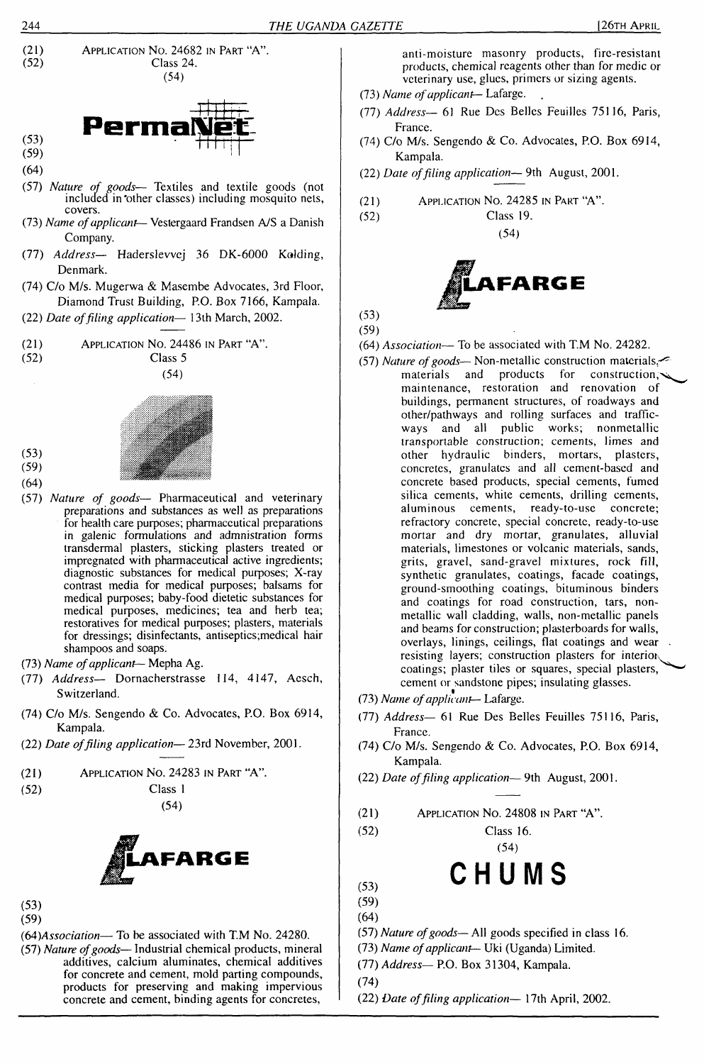(21) APPLICATION NO. 24682 IN PART "A".

(52) Class 24.

(54)

PermaNet

(53)

(59)

(64)

(57) *Nature of goods*— Textiles and textile goods (not included in other classes) including mosquito nets, covers.

(73) *Name of applicant*— Vestergaard Frandsen A/S a Danish Company.

(77) *Address*— Haderslevvej 36 DK-6000 Kolding, Denmark.

(74) C/o M/s. Mugerwa & Masembe Advocates, 3rd Floor, Diamond Trust Building, P.O. Box 7166, Kampala.

(22) *Date of filing application*— 13th March, 2002.

---

(21) APPLICATION NO. 24486 IN PART "A".

(52) Class 5

(54)

(53)

(59)

(64)

(57) *Nature of goods*— Pharmaceutical and veterinary preparations and substances as well as preparations for health care purposes; pharmaceutical preparations in galenic formulations and admnistration forms transdermal plasters, sticking plasters treated or impregnated with pharmaceutical active ingredients; diagnostic substances for medical purposes; X-ray contrast media for medical purposes; balsams for medical purposes; baby-food dietetic substances for medical purposes, medicines; tea and herb tea; restoratives for medical purposes; plasters, materials for dressings; disinfectants, antiseptics;medical hair shampoos and soaps.

(73) *Name of applicant*— Mepha Ag.

(77) *Address*— Dornacherstrasse 114, 4147, Aesch, Switzerland.

(74) C/o M/s. Sengendo & Co. Advocates, P.O. Box 6914, Kampala.

(22) *Date of filing application*— 23rd November, 2001.

---

(21) APPLICATION NO. 24283 IN PART "A".

(52) Class 1

(54)

LAFARGE

(53)

(59)

(64) *Association*— To be associated with T.M No. 24280.

(57) *Nature of goods*— Industrial chemical products, mineral additives, calcium aluminates, chemical additives for concrete and cement, mold parting compounds, products for preserving and making impervious concrete and cement, binding agents for concretes, anti-moisture masonry products, fire-resistant products, chemical reagents other than for medic or veterinary use, glues, primers or sizing agents.

(73) *Name of applicant*— Lafarge.

(77) *Address*— 61 Rue Des Belles Feuilles 75116, Paris, France.

(74) C/o M/s. Sengendo & Co. Advocates, P.O. Box 6914, Kampala.

(22) *Date of filing application*— 9th August, 2001.

---

(21) APPLICATION NO. 24285 IN PART "A".

(52) Class 19.

(54)

LAFARGE

(53)

(59)

(64) *Association*— To be associated with T.M No. 24282.

(57) *Nature of goods*— Non-metallic construction materials, materials and products for construction, maintenance, restoration and renovation of buildings, permanent structures, of roadways and other/pathways and rolling surfaces and traffic-ways and all public works; nonmetallic transportable construction; cements, limes and other hydraulic binders, mortars, plasters, concretes, granulates and all cement-based and concrete based products, special cements, fumed silica cements, white cements, drilling cements, aluminous cements, ready-to-use concrete; refractory concrete, special concrete, ready-to-use mortar and dry mortar, granulates, alluvial materials, limestones or volcanic materials, sands, grits, gravel, sand-gravel mixtures, rock fill, synthetic granulates, coatings, facade coatings, ground-smoothing coatings, bituminous binders and coatings for road construction, tars, non-metallic wall cladding, walls, non-metallic panels and beams for construction; plasterboards for walls, overlays, linings, ceilings, flat coatings and wear resisting layers; construction plasters for interior coatings; plaster tiles or squares, special plasters, cement or sandstone pipes; insulating glasses.

(73) *Name of applicant*— Lafarge.

(77) *Address*— 61 Rue Des Belles Feuilles 75116, Paris, France.

(74) C/o M/s. Sengendo & Co. Advocates, P.O. Box 6914, Kampala.

(22) *Date of filing application*— 9th August, 2001.

---

(21) APPLICATION NO. 24808 IN PART "A".

(52) Class 16.

(54)

CHUMS

(53)

(59)

(64)

(57) *Nature of goods*— All goods specified in class 16.

(73) *Name of applicant*— Uki (Uganda) Limited.

(77) *Address*— P.O. Box 31304, Kampala.

(74)

(22) *Date of filing application*— 17th April, 2002.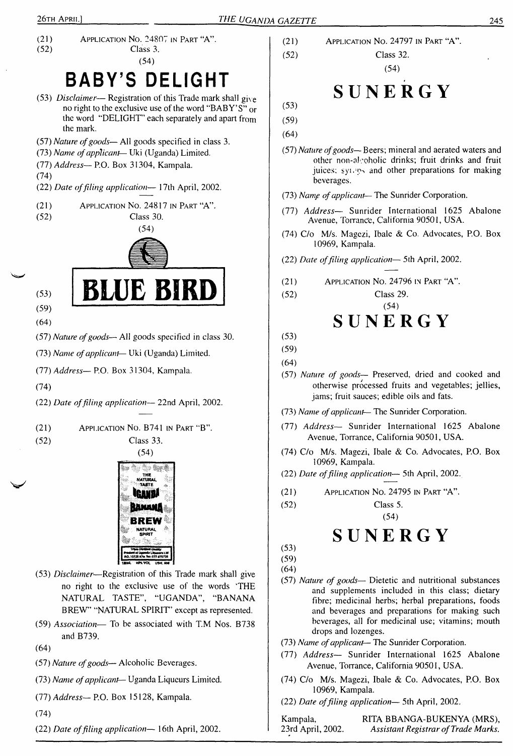(21) APPLICATION NO. 24807 IN PART "A".
(52) Class 3.
(54)

## BABY'S DELIGHT

(53) *Disclaimer*— Registration of this Trade mark shall give no right to the exclusive use of the word "BABY'S" or the word "DELIGHT" each separately and apart from the mark.

(57) *Nature of goods*— All goods specified in class 3.

(73) *Name of applicant*— Uki (Uganda) Limited.

(77) *Address*— P.O. Box 31304, Kampala.

(74)

(22) *Date of filing application*— 17th April, 2002.

---

(21) APPLICATION NO. 24817 IN PART "A".
(52) Class 30.
(54)

## BLUE BIRD

(53)
(59)
(64)

(57) *Nature of goods*— All goods specified in class 30.

(73) *Name of applicant*— Uki (Uganda) Limited.

(77) *Address*— P.O. Box 31304, Kampala.

(74)

(22) *Date of filing application*— 22nd April, 2002.

---

(21) APPLICATION NO. B741 IN PART "B".
(52) Class 33.
(54)

THE NATURAL TASTE UGANDA BANANA BREW NATURAL SPIRIT

(53) *Disclaimer*—Registration of this Trade mark shall give no right to the exclusive use of the words 'THE NATURAL TASTE", "UGANDA", "BANANA BREW" "NATURAL SPIRIT" except as represented.

(59) *Association*— To be associated with T.M Nos. B738 and B739.

(64)

(57) *Nature of goods*— Alcoholic Beverages.

(73) *Name of applicant*— Uganda Liqueurs Limited.

(77) *Address*— P.O. Box 15128, Kampala.

(74)

(22) *Date of filing application*— 16th April, 2002.

---

(21) APPLICATION NO. 24797 IN PART "A".
(52) Class 32.
(54)

## SUNERGY

(53)
(59)
(64)

(57) *Nature of goods*— Beers; mineral and aerated waters and other non-alcoholic drinks; fruit drinks and fruit juices; syrups and other preparations for making beverages.

(73) *Name of applicant*— The Sunrider Corporation.

(77) *Address*— Sunrider International 1625 Abalone Avenue, Torrance, California 90501, USA.

(74) C/o M/s. Magezi, Ibale & Co. Advocates, P.O. Box 10969, Kampala.

(22) *Date of filing application*— 5th April, 2002.

---

(21) APPLICATION NO. 24796 IN PART "A".
(52) Class 29.
(54)

## SUNERGY

(53)
(59)
(64)

(57) *Nature of goods*— Preserved, dried and cooked and otherwise processed fruits and vegetables; jellies, jams; fruit sauces; edible oils and fats.

(73) *Name of applicant*— The Sunrider Corporation.

(77) *Address*— Sunrider International 1625 Abalone Avenue, Torrance, California 90501, USA.

(74) C/o M/s. Magezi, Ibale & Co. Advocates, P.O. Box 10969, Kampala.

(22) *Date of filing application*— 5th April, 2002.

---

(21) APPLICATION NO. 24795 IN PART "A".
(52) Class 5.
(54)

## SUNERGY

(53)
(59)
(64)

(57) *Nature of goods*— Dietetic and nutritional substances and supplements included in this class; dietary fibre; medicinal herbs; herbal preparations, foods and beverages and preparations for making such beverages, all for medicinal use; vitamins; mouth drops and lozenges.

(73) *Name of applicant*— The Sunrider Corporation.

(77) *Address*— Sunrider International 1625 Abalone Avenue, Torrance, California 90501, USA.

(74) C/o M/s. Magezi, Ibale & Co. Advocates, P.O. Box 10969, Kampala.

(22) *Date of filing application*— 5th April, 2002.

Kampala,
23rd April, 2002.

RITA BBANGA-BUKENYA (MRS),
*Assistant Registrar of Trade Marks.*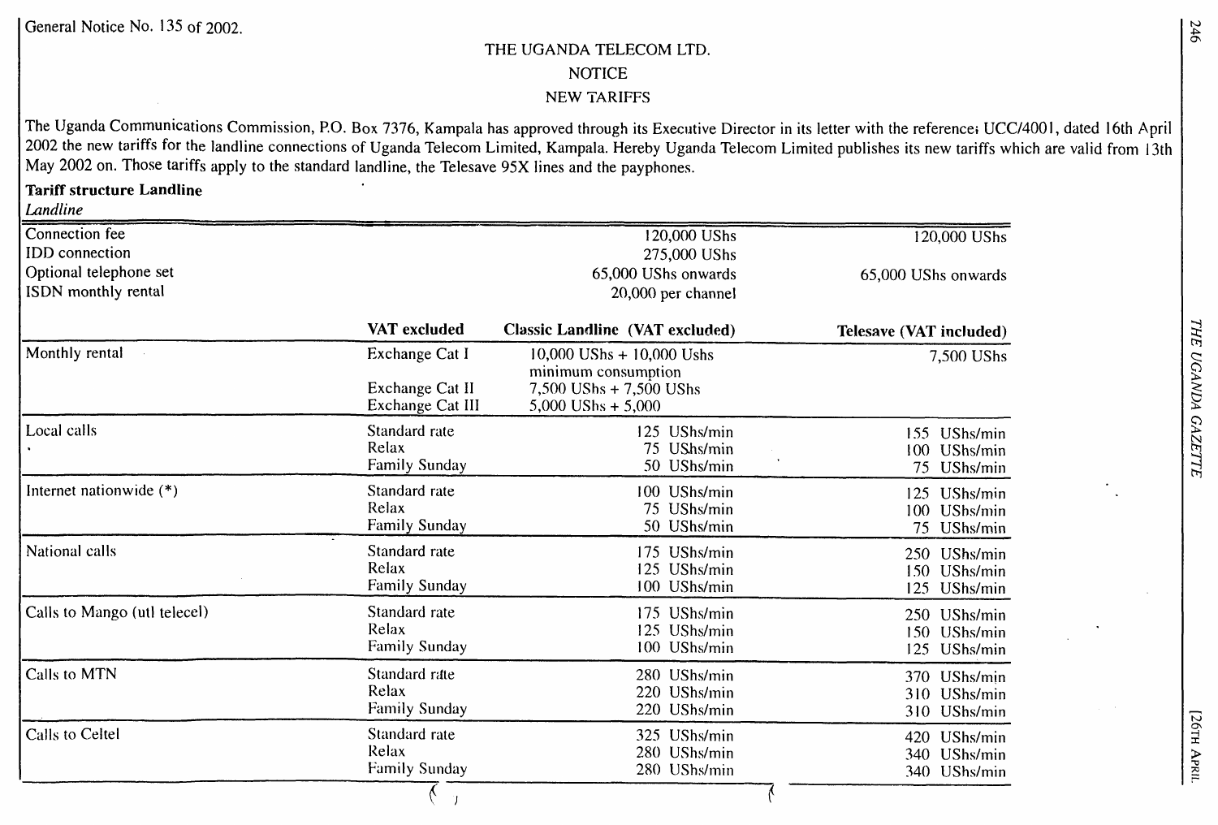General Notice No. 135 of 2002.

# THE UGANDA TELECOM LTD.

## NOTICE

## NEW TARIFFS

The Uganda Communications Commission, P.O. Box 7376, Kampala has approved through its Executive Director in its letter with the referencei UCC/4001, dated 16th April 2002 the new tariffs for the landline connections of Uganda Telecom Limited, Kampala. Hereby Uganda Telecom Limited publishes its new tariffs which are valid from 13th May 2002 on. Those tariffs apply to the standard landline, the Telesave 95X lines and the payphones.

**Tariff structure Landline**

*Landline*

| | | | |
|---|---|---|---|
| Connection fee | | 120,000 UShs | 120,000 UShs |
| IDD connection | | 275,000 UShs | |
| Optional telephone set | | 65,000 UShs onwards | 65,000 UShs onwards |
| ISDN monthly rental | | 20,000 per channel | |
| | **VAT excluded** | **Classic Landline (VAT excluded)** | **Telesave (VAT included)** |
| Monthly rental | Exchange Cat I | 10,000 UShs + 10,000 Ushs minimum consumption | 7,500 UShs |
| | Exchange Cat II | 7,500 UShs + 7,500 UShs | |
| | Exchange Cat III | 5,000 UShs + 5,000 | |
| Local calls | Standard rate | 125 UShs/min | 155 UShs/min |
| | Relax | 75 UShs/min | 100 UShs/min |
| | Family Sunday | 50 UShs/min | 75 UShs/min |
| Internet nationwide (*) | Standard rate | 100 UShs/min | 125 UShs/min |
| | Relax | 75 UShs/min | 100 UShs/min |
| | Family Sunday | 50 UShs/min | 75 UShs/min |
| National calls | Standard rate | 175 UShs/min | 250 UShs/min |
| | Relax | 125 UShs/min | 150 UShs/min |
| | Family Sunday | 100 UShs/min | 125 UShs/min |
| Calls to Mango (utl telecel) | Standard rate | 175 UShs/min | 250 UShs/min |
| | Relax | 125 UShs/min | 150 UShs/min |
| | Family Sunday | 100 UShs/min | 125 UShs/min |
| Calls to MTN | Standard rate | 280 UShs/min | 370 UShs/min |
| | Relax | 220 UShs/min | 310 UShs/min |
| | Family Sunday | 220 UShs/min | 310 UShs/min |
| Calls to Celtel | Standard rate | 325 UShs/min | 420 UShs/min |
| | Relax | 280 UShs/min | 340 UShs/min |
| | Family Sunday | 280 UShs/min | 340 UShs/min |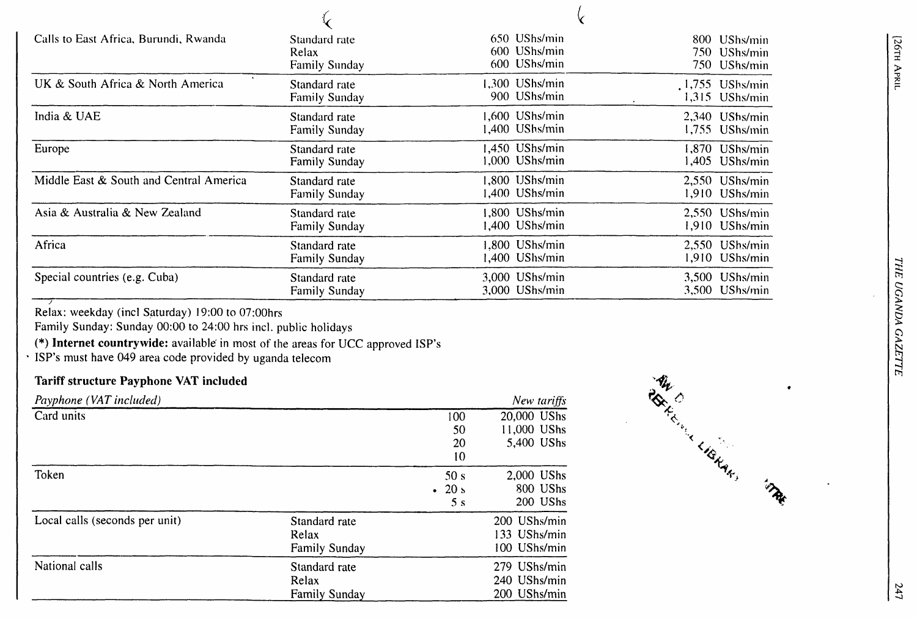| | | | |
|---|---|---|---|
| Calls to East Africa, Burundi, Rwanda | Standard rate<br>Relax<br>Family Sunday | 650 UShs/min<br>600 UShs/min<br>600 UShs/min | 800 UShs/min<br>750 UShs/min<br>750 UShs/min |
| UK & South Africa & North America | Standard rate<br>Family Sunday | 1,300 UShs/min<br>900 UShs/min | 1,755 UShs/min<br>1,315 UShs/min |
| India & UAE | Standard rate<br>Family Sunday | 1,600 UShs/min<br>1,400 UShs/min | 2,340 UShs/min<br>1,755 UShs/min |
| Europe | Standard rate<br>Family Sunday | 1,450 UShs/min<br>1,000 UShs/min | 1,870 UShs/min<br>1,405 UShs/min |
| Middle East & South and Central America | Standard rate<br>Family Sunday | 1,800 UShs/min<br>1,400 UShs/min | 2,550 UShs/min<br>1,910 UShs/min |
| Asia & Australia & New Zealand | Standard rate<br>Family Sunday | 1,800 UShs/min<br>1,400 UShs/min | 2,550 UShs/min<br>1,910 UShs/min |
| Africa | Standard rate<br>Family Sunday | 1,800 UShs/min<br>1,400 UShs/min | 2,550 UShs/min<br>1,910 UShs/min |
| Special countries (e.g. Cuba) | Standard rate<br>Family Sunday | 3,000 UShs/min<br>3,000 UShs/min | 3,500 UShs/min<br>3,500 UShs/min |

Relax: weekday (incl Saturday) 19:00 to 07:00hrs

Family Sunday: Sunday 00:00 to 24:00 hrs incl. public holidays

(*) **Internet countrywide:** available in most of the areas for UCC approved ISP's

ISP's must have 049 area code provided by uganda telecom

**Tariff structure Payphone VAT included**

| *Payphone (VAT included)* | | | *New tariffs* |
|---|---|---|---|
| Card units | | 100<br>50<br>20<br>10 | 20,000 UShs<br>11,000 UShs<br>5,400 UShs |
| Token | | 50 s<br>20 s<br>5 s | 2,000 UShs<br>800 UShs<br>200 UShs |
| Local calls (seconds per unit) | Standard rate<br>Relax<br>Family Sunday | | 200 UShs/min<br>133 UShs/min<br>100 UShs/min |
| National calls | Standard rate<br>Relax<br>Family Sunday | | 279 UShs/min<br>240 UShs/min<br>200 UShs/min |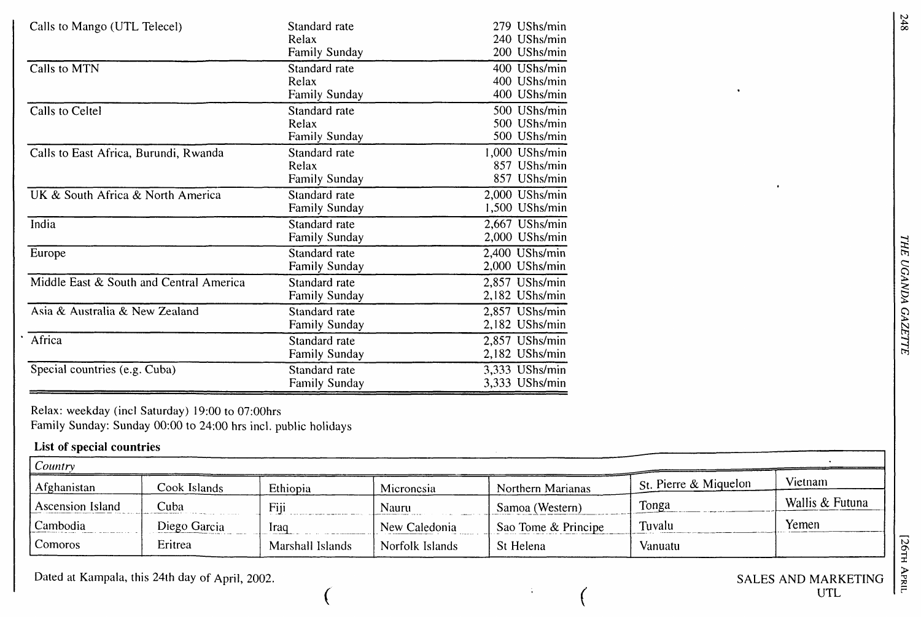| | | |
|---|---|---|
| Calls to Mango (UTL Telecel) | Standard rate | 279 UShs/min |
| | Relax | 240 UShs/min |
| | Family Sunday | 200 UShs/min |
| Calls to MTN | Standard rate | 400 UShs/min |
| | Relax | 400 UShs/min |
| | Family Sunday | 400 UShs/min |
| Calls to Celtel | Standard rate | 500 UShs/min |
| | Relax | 500 UShs/min |
| | Family Sunday | 500 UShs/min |
| Calls to East Africa, Burundi, Rwanda | Standard rate | 1,000 UShs/min |
| | Relax | 857 UShs/min |
| | Family Sunday | 857 UShs/min |
| UK & South Africa & North America | Standard rate | 2,000 UShs/min |
| | Family Sunday | 1,500 UShs/min |
| India | Standard rate | 2,667 UShs/min |
| | Family Sunday | 2,000 UShs/min |
| Europe | Standard rate | 2,400 UShs/min |
| | Family Sunday | 2,000 UShs/min |
| Middle East & South and Central America | Standard rate | 2,857 UShs/min |
| | Family Sunday | 2,182 UShs/min |
| Asia & Australia & New Zealand | Standard rate | 2,857 UShs/min |
| | Family Sunday | 2,182 UShs/min |
| Africa | Standard rate | 2,857 UShs/min |
| | Family Sunday | 2,182 UShs/min |
| Special countries (e.g. Cuba) | Standard rate | 3,333 UShs/min |
| | Family Sunday | 3,333 UShs/min |

Relax: weekday (incl Saturday) 19:00 to 07:00hrs

Family Sunday: Sunday 00:00 to 24:00 hrs incl. public holidays

**List of special countries**

| *Country* | | | | | | |
|---|---|---|---|---|---|---|
| Afghanistan | Cook Islands | Ethiopia | Micronesia | Northern Marianas | St. Pierre & Miquelon | Vietnam |
| Ascension Island | Cuba | Fiji | Nauru | Samoa (Western) | Tonga | Wallis & Futuna |
| Cambodia | Diego Garcia | Iraq | New Caledonia | Sao Tome & Principe | Tuvalu | Yemen |
| Comoros | Eritrea | Marshall Islands | Norfolk Islands | St Helena | Vanuatu | |

Dated at Kampala, this 24th day of April, 2002.

SALES AND MARKETING
UTL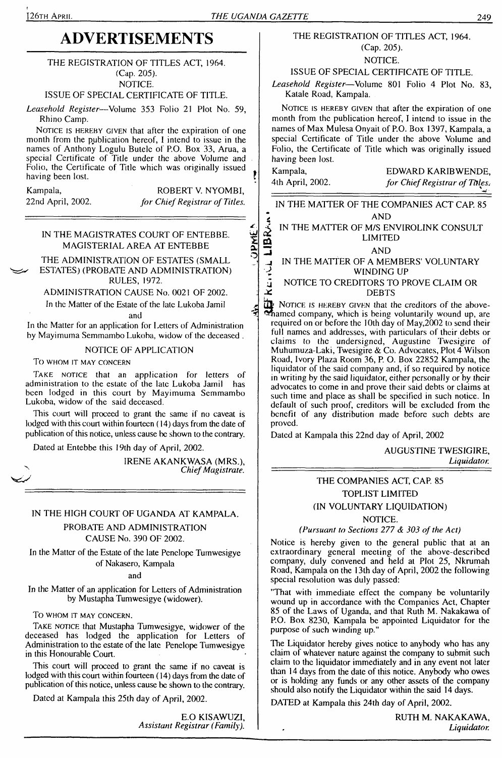# ADVERTISEMENTS

THE REGISTRATION OF TITLES ACT, 1964.
(Cap. 205).
NOTICE.
ISSUE OF SPECIAL CERTIFICATE OF TITLE.

*Leasehold Register*—Volume 353 Folio 21 Plot No. 59, Rhino Camp.

NOTICE IS HEREBY GIVEN that after the expiration of one month from the publication hereof, I intend to issue in the names of Anthony Logulu Butele of P.O. Box 33, Arua, a special Certificate of Title under the above Volume and Folio, the Certificate of Title which was originally issued having been lost.

Kampala, 22nd April, 2002.

ROBERT V. NYOMBI,
*for Chief Registrar of Titles.*

---

IN THE MAGISTRATES COURT OF ENTEBBE.
MAGISTERIAL AREA AT ENTEBBE

THE ADMINISTRATION OF ESTATES (SMALL ESTATES) (PROBATE AND ADMINISTRATION) RULES, 1972.

ADMINISTRATION CAUSE No. 0021 OF 2002.

In the Matter of the Estate of the late Lukoba Jamil

and

In the Matter for an application for Letters of Administration by Mayimuma Semmambo Lukoba, widow of the deceased.

NOTICE OF APPLICATION

TO WHOM IT MAY CONCERN

TAKE NOTICE that an application for letters of administration to the estate of the late Lukoba Jamil has been lodged in this court by Mayimuma Semmambo Lukoba, widow of the said deceased.

This court will proceed to grant the same if no caveat is lodged with this court within fourteen (14) days from the date of publication of this notice, unless cause be shown to the contrary.

Dated at Entebbe this 19th day of April, 2002.

IRENE AKANKWASA (MRS.),
*Chief Magistrate.*

---

IN THE HIGH COURT OF UGANDA AT KAMPALA.

PROBATE AND ADMINISTRATION CAUSE No. 390 OF 2002.

In the Matter of the Estate of the late Penelope Tumwesigye of Nakasero, Kampala

and

In the Matter of an application for Letters of Administration by Mustapha Tumwesigye (widower).

TO WHOM IT MAY CONCERN.

TAKE NOTICE that Mustapha Tumwesigye, widower of the deceased has lodged the application for Letters of Administration to the estate of the late Penelope Tumwesigye in this Honourable Court.

This court will proceed to grant the same if no caveat is lodged with this court within fourteen (14) days from the date of publication of this notice, unless cause be shown to the contrary.

Dated at Kampala this 25th day of April, 2002.

E.O KISAWUZI,
*Assistant Registrar (Family).*

---

THE REGISTRATION OF TITLES ACT, 1964.
(Cap. 205).
NOTICE.
ISSUE OF SPECIAL CERTIFICATE OF TITLE.

*Leasehold Register*—Volume 801 Folio 4 Plot No. 83, Katale Road, Kampala.

NOTICE IS HEREBY GIVEN that after the expiration of one month from the publication hereof, I intend to issue in the names of Max Mulesa Onyait of P.O. Box 1397, Kampala, a special Certificate of Title under the above Volume and Folio, the Certificate of Title which was originally issued having been lost.

Kampala, 4th April, 2002.

EDWARD KARIBWENDE,
*for Chief Registrar of Titles.*

---

IN THE MATTER OF THE COMPANIES ACT CAP. 85

AND

IN THE MATTER OF M/S ENVIROLINK CONSULT LIMITED

AND

IN THE MATTER OF A MEMBERS' VOLUNTARY WINDING UP

NOTICE TO CREDITORS TO PROVE CLAIM OR DEBTS

NOTICE IS HEREBY GIVEN that the creditors of the above-named company, which is being voluntarily wound up, are required on or before the 10th day of May, 2002 to send their full names and addresses, with particulars of their debts or claims to the undersigned, Augustine Twesigire of Muhumuza-Laki, Twesigire & Co. Advocates, Plot 4 Wilson Road, Ivory Plaza Room 36, P. O. Box 22852 Kampala, the liquidator of the said company and, if so required by notice in writing by the said liquidator, either personally or by their advocates to come in and prove their said debts or claims at such time and place as shall be specified in such notice. In default of such proof, creditors will be excluded from the benefit of any distribution made before such debts are proved.

Dated at Kampala this 22nd day of April, 2002

AUGUSTINE TWESIGIRE,
*Liquidator.*

---

THE COMPANIES ACT, CAP. 85

TOPLIST LIMITED

(IN VOLUNTARY LIQUIDATION)

NOTICE.

*(Pursuant to Sections 277 & 303 of the Act)*

Notice is hereby given to the general public that at an extraordinary general meeting of the above-described company, duly convened and held at Plot 25, Nkrumah Road, Kampala on the 13th day of April, 2002 the following special resolution was duly passed:

"That with immediate effect the company be voluntarily wound up in accordance with the Companies Act, Chapter 85 of the Laws of Uganda, and that Ruth M. Nakakawa of P.O. Box 8230, Kampala be appointed Liquidator for the purpose of such winding up."

The Liquidator hereby gives notice to anybody who has any claim of whatever nature against the company to submit such claim to the liquidator immediately and in any event not later than 14 days from the date of this notice. Anybody who owes or is holding any funds or any other assets of the company should also notify the Liquidator within the said 14 days.

DATED at Kampala this 24th day of April, 2002.

RUTH M. NAKAKAWA,
*Liquidator.*